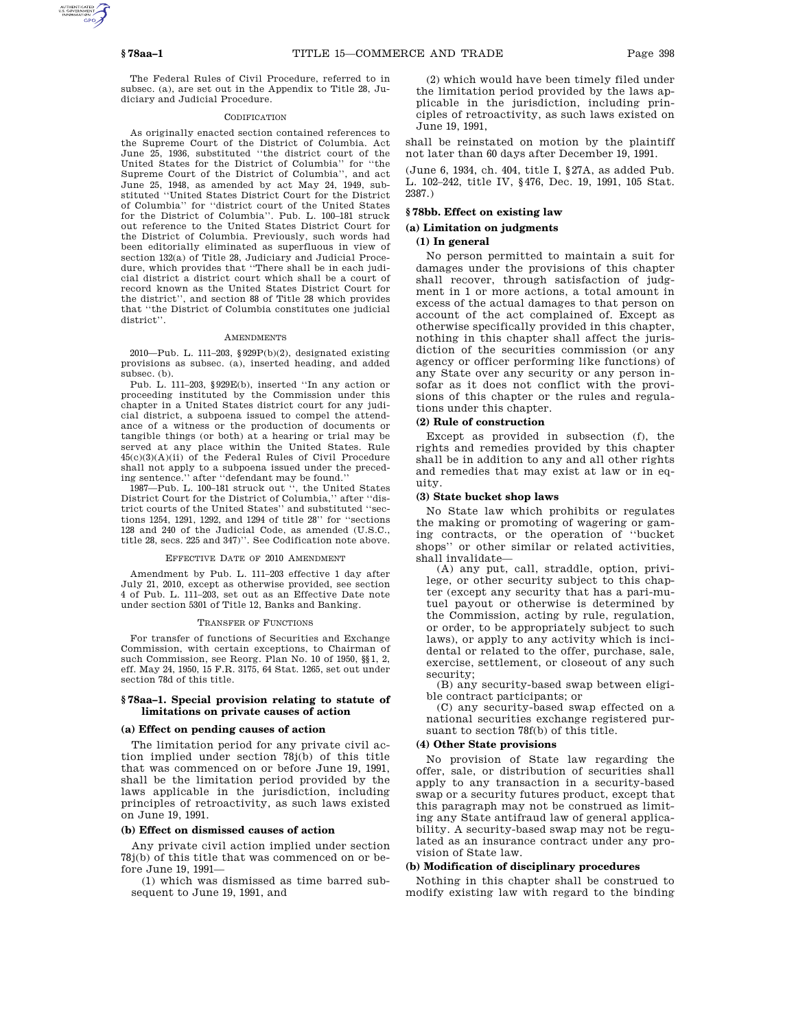The Federal Rules of Civil Procedure, referred to in subsec. (a), are set out in the Appendix to Title 28, Judiciary and Judicial Procedure.

CODIFICATION

As originally enacted section contained references to the Supreme Court of the District of Columbia. Act June 25, 1936, substituted ''the district court of the United States for the District of Columbia'' for ''the Supreme Court of the District of Columbia'', and act June 25, 1948, as amended by act May 24, 1949, substituted ''United States District Court for the District of Columbia'' for ''district court of the United States for the District of Columbia''. Pub. L. 100–181 struck out reference to the United States District Court for the District of Columbia. Previously, such words had been editorially eliminated as superfluous in view of section 132(a) of Title 28, Judiciary and Judicial Procedure, which provides that ''There shall be in each judicial district a district court which shall be a court of record known as the United States District Court for the district'', and section 88 of Title 28 which provides that ''the District of Columbia constitutes one judicial district''.

AMENDMENTS

2010—Pub. L. 111–203, §929P(b)(2), designated existing provisions as subsec. (a), inserted heading, and added subsec. (b).

Pub. L. 111–203, §929E(b), inserted ''In any action or proceeding instituted by the Commission under this chapter in a United States district court for any judicial district, a subpoena issued to compel the attendance of a witness or the production of documents or tangible things (or both) at a hearing or trial may be served at any place within the United States. Rule 45(c)(3)(A)(ii) of the Federal Rules of Civil Procedure shall not apply to a subpoena issued under the preceding sentence.'' after ''defendant may be found.''

1987—Pub. L. 100–181 struck out '', the United States District Court for the District of Columbia,'' after ''district courts of the United States'' and substituted ''sections 1254, 1291, 1292, and 1294 of title 28'' for ''sections 128 and 240 of the Judicial Code, as amended (U.S.C., title 28, secs. 225 and 347)''. See Codification note above.

EFFECTIVE DATE OF 2010 AMENDMENT

Amendment by Pub. L. 111–203 effective 1 day after July 21, 2010, except as otherwise provided, see section 4 of Pub. L. 111–203, set out as an Effective Date note under section 5301 of Title 12, Banks and Banking.

TRANSFER OF FUNCTIONS

For transfer of functions of Securities and Exchange Commission, with certain exceptions, to Chairman of such Commission, see Reorg. Plan No. 10 of 1950, §§1, 2, eff. May 24, 1950, 15 F.R. 3175, 64 Stat. 1265, set out under section 78d of this title.

## §78aa–1. Special provision relating to statute of limitations on private causes of action

### (a) Effect on pending causes of action

The limitation period for any private civil action implied under section 78j(b) of this title that was commenced on or before June 19, 1991, shall be the limitation period provided by the laws applicable in the jurisdiction, including principles of retroactivity, as such laws existed on June 19, 1991.

### (b) Effect on dismissed causes of action

Any private civil action implied under section 78j(b) of this title that was commenced on or before June 19, 1991—

(1) which was dismissed as time barred subsequent to June 19, 1991, and

(2) which would have been timely filed under the limitation period provided by the laws applicable in the jurisdiction, including principles of retroactivity, as such laws existed on June 19, 1991,

shall be reinstated on motion by the plaintiff not later than 60 days after December 19, 1991.

(June 6, 1934, ch. 404, title I, §27A, as added Pub. L. 102–242, title IV, §476, Dec. 19, 1991, 105 Stat. 2387.)

## §78bb. Effect on existing law

### (a) Limitation on judgments

#### (1) In general

No person permitted to maintain a suit for damages under the provisions of this chapter shall recover, through satisfaction of judgment in 1 or more actions, a total amount in excess of the actual damages to that person on account of the act complained of. Except as otherwise specifically provided in this chapter, nothing in this chapter shall affect the jurisdiction of the securities commission (or any agency or officer performing like functions) of any State over any security or any person insofar as it does not conflict with the provisions of this chapter or the rules and regulations under this chapter.

#### (2) Rule of construction

Except as provided in subsection (f), the rights and remedies provided by this chapter shall be in addition to any and all other rights and remedies that may exist at law or in equity.

#### (3) State bucket shop laws

No State law which prohibits or regulates the making or promoting of wagering or gaming contracts, or the operation of ''bucket shops'' or other similar or related activities, shall invalidate—

(A) any put, call, straddle, option, privilege, or other security subject to this chapter (except any security that has a pari-mutuel payout or otherwise is determined by the Commission, acting by rule, regulation, or order, to be appropriately subject to such laws), or apply to any activity which is incidental or related to the offer, purchase, sale, exercise, settlement, or closeout of any such security;

(B) any security-based swap between eligible contract participants; or

(C) any security-based swap effected on a national securities exchange registered pursuant to section 78f(b) of this title.

#### (4) Other State provisions

No provision of State law regarding the offer, sale, or distribution of securities shall apply to any transaction in a security-based swap or a security futures product, except that this paragraph may not be construed as limiting any State antifraud law of general applicability. A security-based swap may not be regulated as an insurance contract under any provision of State law.

### (b) Modification of disciplinary procedures

Nothing in this chapter shall be construed to modify existing law with regard to the binding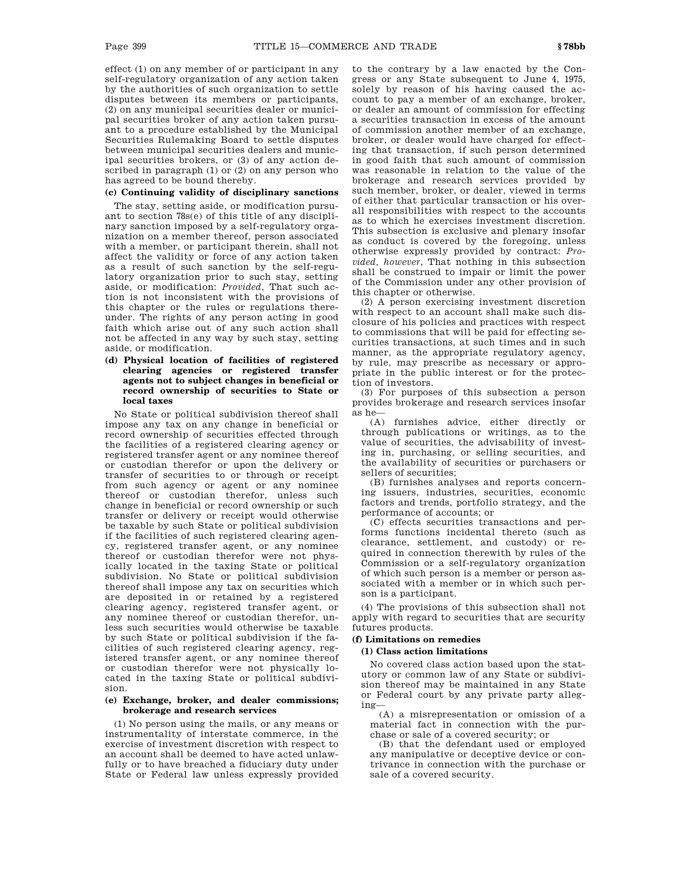effect (1) on any member of or participant in any self-regulatory organization of any action taken by the authorities of such organization to settle disputes between its members or participants, (2) on any municipal securities dealer or municipal securities broker of any action taken pursuant to a procedure established by the Municipal Securities Rulemaking Board to settle disputes between municipal securities dealers and municipal securities brokers, or (3) of any action described in paragraph (1) or (2) on any person who has agreed to be bound thereby.

**(c) Continuing validity of disciplinary sanctions**

The stay, setting aside, or modification pursuant to section 78s(e) of this title of any disciplinary sanction imposed by a self-regulatory organization on a member thereof, person associated with a member, or participant therein, shall not affect the validity or force of any action taken as a result of such sanction by the self-regulatory organization prior to such stay, setting aside, or modification: *Provided*, That such action is not inconsistent with the provisions of this chapter or the rules or regulations thereunder. The rights of any person acting in good faith which arise out of any such action shall not be affected in any way by such stay, setting aside, or modification.

**(d) Physical location of facilities of registered clearing agencies or registered transfer agents not to subject changes in beneficial or record ownership of securities to State or local taxes**

No State or political subdivision thereof shall impose any tax on any change in beneficial or record ownership of securities effected through the facilities of a registered clearing agency or registered transfer agent or any nominee thereof or custodian therefor or upon the delivery or transfer of securities to or through or receipt from such agency or agent or any nominee thereof or custodian therefor, unless such change in beneficial or record ownership or such transfer or delivery or receipt would otherwise be taxable by such State or political subdivision if the facilities of such registered clearing agency, registered transfer agent, or any nominee thereof or custodian therefor were not physically located in the taxing State or political subdivision. No State or political subdivision thereof shall impose any tax on securities which are deposited in or retained by a registered clearing agency, registered transfer agent, or any nominee thereof or custodian therefor, unless such securities would otherwise be taxable by such State or political subdivision if the facilities of such registered clearing agency, registered transfer agent, or any nominee thereof or custodian therefor were not physically located in the taxing State or political subdivision.

**(e) Exchange, broker, and dealer commissions; brokerage and research services**

(1) No person using the mails, or any means or instrumentality of interstate commerce, in the exercise of investment discretion with respect to an account shall be deemed to have acted unlawfully or to have breached a fiduciary duty under State or Federal law unless expressly provided to the contrary by a law enacted by the Congress or any State subsequent to June 4, 1975, solely by reason of his having caused the account to pay a member of an exchange, broker, or dealer an amount of commission for effecting a securities transaction in excess of the amount of commission another member of an exchange, broker, or dealer would have charged for effecting that transaction, if such person determined in good faith that such amount of commission was reasonable in relation to the value of the brokerage and research services provided by such member, broker, or dealer, viewed in terms of either that particular transaction or his overall responsibilities with respect to the accounts as to which he exercises investment discretion. This subsection is exclusive and plenary insofar as conduct is covered by the foregoing, unless otherwise expressly provided by contract: *Provided, however*, That nothing in this subsection shall be construed to impair or limit the power of the Commission under any other provision of this chapter or otherwise.

(2) A person exercising investment discretion with respect to an account shall make such disclosure of his policies and practices with respect to commissions that will be paid for effecting securities transactions, at such times and in such manner, as the appropriate regulatory agency, by rule, may prescribe as necessary or appropriate in the public interest or for the protection of investors.

(3) For purposes of this subsection a person provides brokerage and research services insofar as he—

(A) furnishes advice, either directly or through publications or writings, as to the value of securities, the advisability of investing in, purchasing, or selling securities, and the availability of securities or purchasers or sellers of securities;

(B) furnishes analyses and reports concerning issuers, industries, securities, economic factors and trends, portfolio strategy, and the performance of accounts; or

(C) effects securities transactions and performs functions incidental thereto (such as clearance, settlement, and custody) or required in connection therewith by rules of the Commission or a self-regulatory organization of which such person is a member or person associated with a member or in which such person is a participant.

(4) The provisions of this subsection shall not apply with regard to securities that are security futures products.

**(f) Limitations on remedies**

**(1) Class action limitations**

No covered class action based upon the statutory or common law of any State or subdivision thereof may be maintained in any State or Federal court by any private party alleging—

(A) a misrepresentation or omission of a material fact in connection with the purchase or sale of a covered security; or

(B) that the defendant used or employed any manipulative or deceptive device or contrivance in connection with the purchase or sale of a covered security.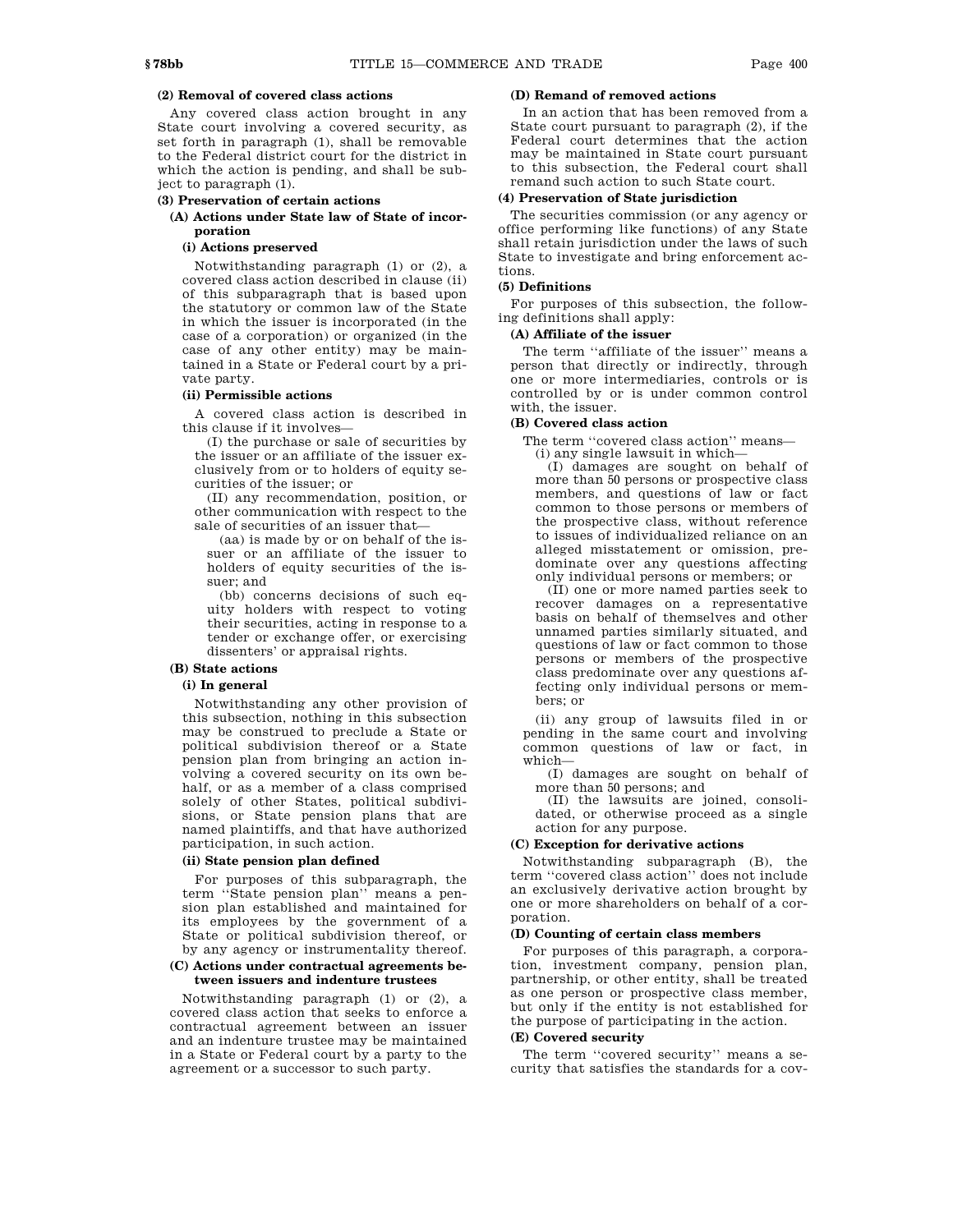**(2) Removal of covered class actions**

Any covered class action brought in any State court involving a covered security, as set forth in paragraph (1), shall be removable to the Federal district court for the district in which the action is pending, and shall be subject to paragraph (1).

**(3) Preservation of certain actions**

**(A) Actions under State law of State of incorporation**

**(i) Actions preserved**

Notwithstanding paragraph (1) or (2), a covered class action described in clause (ii) of this subparagraph that is based upon the statutory or common law of the State in which the issuer is incorporated (in the case of a corporation) or organized (in the case of any other entity) may be maintained in a State or Federal court by a private party.

**(ii) Permissible actions**

A covered class action is described in this clause if it involves—

(I) the purchase or sale of securities by the issuer or an affiliate of the issuer exclusively from or to holders of equity securities of the issuer; or

(II) any recommendation, position, or other communication with respect to the sale of securities of an issuer that—

(aa) is made by or on behalf of the issuer or an affiliate of the issuer to holders of equity securities of the issuer; and

(bb) concerns decisions of such equity holders with respect to voting their securities, acting in response to a tender or exchange offer, or exercising dissenters' or appraisal rights.

**(B) State actions**

**(i) In general**

Notwithstanding any other provision of this subsection, nothing in this subsection may be construed to preclude a State or political subdivision thereof or a State pension plan from bringing an action involving a covered security on its own behalf, or as a member of a class comprised solely of other States, political subdivisions, or State pension plans that are named plaintiffs, and that have authorized participation, in such action.

**(ii) State pension plan defined**

For purposes of this subparagraph, the term "State pension plan" means a pension plan established and maintained for its employees by the government of a State or political subdivision thereof, or by any agency or instrumentality thereof.

**(C) Actions under contractual agreements between issuers and indenture trustees**

Notwithstanding paragraph (1) or (2), a covered class action that seeks to enforce a contractual agreement between an issuer and an indenture trustee may be maintained in a State or Federal court by a party to the agreement or a successor to such party.

**(D) Remand of removed actions**

In an action that has been removed from a State court pursuant to paragraph (2), if the Federal court determines that the action may be maintained in State court pursuant to this subsection, the Federal court shall remand such action to such State court.

**(4) Preservation of State jurisdiction**

The securities commission (or any agency or office performing like functions) of any State shall retain jurisdiction under the laws of such State to investigate and bring enforcement actions.

**(5) Definitions**

For purposes of this subsection, the following definitions shall apply:

**(A) Affiliate of the issuer**

The term "affiliate of the issuer" means a person that directly or indirectly, through one or more intermediaries, controls or is controlled by or is under common control with, the issuer.

**(B) Covered class action**

The term "covered class action" means—

(i) any single lawsuit in which—

(I) damages are sought on behalf of more than 50 persons or prospective class members, and questions of law or fact common to those persons or members of the prospective class, without reference to issues of individualized reliance on an alleged misstatement or omission, predominate over any questions affecting only individual persons or members; or

(II) one or more named parties seek to recover damages on a representative basis on behalf of themselves and other unnamed parties similarly situated, and questions of law or fact common to those persons or members of the prospective class predominate over any questions affecting only individual persons or members; or

(ii) any group of lawsuits filed in or pending in the same court and involving common questions of law or fact, in which—

(I) damages are sought on behalf of more than 50 persons; and

(II) the lawsuits are joined, consolidated, or otherwise proceed as a single action for any purpose.

**(C) Exception for derivative actions**

Notwithstanding subparagraph (B), the term "covered class action" does not include an exclusively derivative action brought by one or more shareholders on behalf of a corporation.

**(D) Counting of certain class members**

For purposes of this paragraph, a corporation, investment company, pension plan, partnership, or other entity, shall be treated as one person or prospective class member, but only if the entity is not established for the purpose of participating in the action.

**(E) Covered security**

The term "covered security" means a security that satisfies the standards for a cov-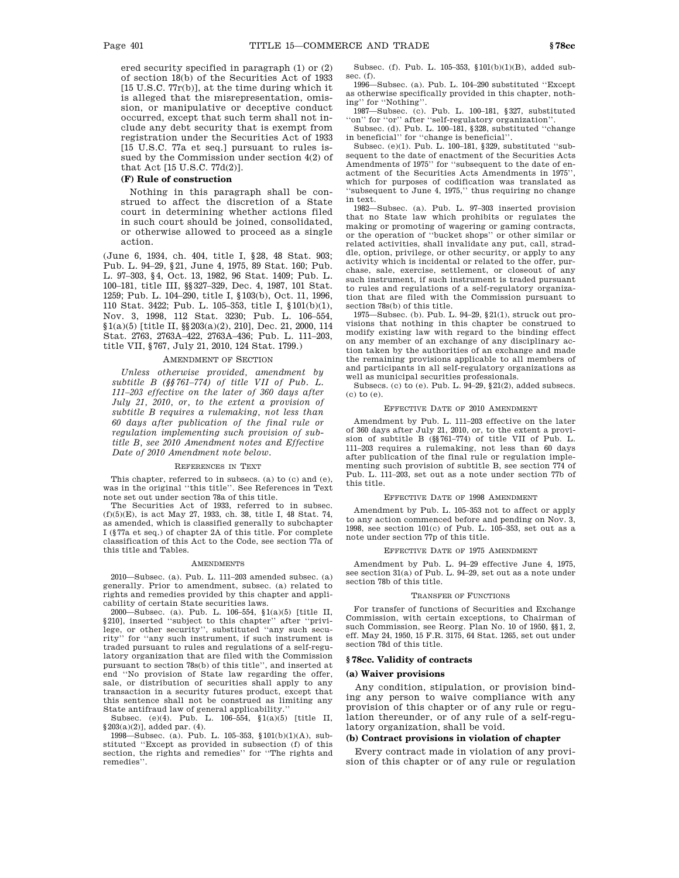ered security specified in paragraph (1) or (2) of section 18(b) of the Securities Act of 1933 [15 U.S.C. 77r(b)], at the time during which it is alleged that the misrepresentation, omission, or manipulative or deceptive conduct occurred, except that such term shall not include any debt security that is exempt from registration under the Securities Act of 1933 [15 U.S.C. 77a et seq.] pursuant to rules issued by the Commission under section 4(2) of that Act [15 U.S.C. 77d(2)].

**(F) Rule of construction**

Nothing in this paragraph shall be construed to affect the discretion of a State court in determining whether actions filed in such court should be joined, consolidated, or otherwise allowed to proceed as a single action.

(June 6, 1934, ch. 404, title I, §28, 48 Stat. 903; Pub. L. 94–29, §21, June 4, 1975, 89 Stat. 160; Pub. L. 97–303, §4, Oct. 13, 1982, 96 Stat. 1409; Pub. L. 100–181, title III, §§327–329, Dec. 4, 1987, 101 Stat. 1259; Pub. L. 104–290, title I, §103(b), Oct. 11, 1996, 110 Stat. 3422; Pub. L. 105–353, title I, §101(b)(1), Nov. 3, 1998, 112 Stat. 3230; Pub. L. 106–554, §1(a)(5) [title II, §§203(a)(2), 210], Dec. 21, 2000, 114 Stat. 2763, 2763A–422, 2763A–436; Pub. L. 111–203, title VII, §767, July 21, 2010, 124 Stat. 1799.)

AMENDMENT OF SECTION

*Unless otherwise provided, amendment by subtitle B (§§761–774) of title VII of Pub. L. 111–203 effective on the later of 360 days after July 21, 2010, or, to the extent a provision of subtitle B requires a rulemaking, not less than 60 days after publication of the final rule or regulation implementing such provision of subtitle B, see 2010 Amendment notes and Effective Date of 2010 Amendment note below.*

REFERENCES IN TEXT

This chapter, referred to in subsecs. (a) to (c) and (e), was in the original "this title". See References in Text note set out under section 78a of this title.

The Securities Act of 1933, referred to in subsec. (f)(5)(E), is act May 27, 1933, ch. 38, title I, 48 Stat. 74, as amended, which is classified generally to subchapter I (§77a et seq.) of chapter 2A of this title. For complete classification of this Act to the Code, see section 77a of this title and Tables.

AMENDMENTS

2010—Subsec. (a). Pub. L. 111–203 amended subsec. (a) generally. Prior to amendment, subsec. (a) related to rights and remedies provided by this chapter and applicability of certain State securities laws.

2000—Subsec. (a). Pub. L. 106–554, §1(a)(5) [title II, §210], inserted "subject to this chapter" after "privilege, or other security", substituted "any such security" for "any such instrument, if such instrument is traded pursuant to rules and regulations of a self-regulatory organization that are filed with the Commission pursuant to section 78s(b) of this title", and inserted at end "No provision of State law regarding the offer, sale, or distribution of securities shall apply to any transaction in a security futures product, except that this sentence shall not be construed as limiting any State antifraud law of general applicability."

Subsec. (e)(4). Pub. L. 106–554, §1(a)(5) [title II, §203(a)(2)], added par. (4).

1998—Subsec. (a). Pub. L. 105–353, §101(b)(1)(A), substituted "Except as provided in subsection (f) of this section, the rights and remedies" for "The rights and remedies".

Subsec. (f). Pub. L. 105–353, §101(b)(1)(B), added subsec. (f).

1996—Subsec. (a). Pub. L. 104–290 substituted "Except as otherwise specifically provided in this chapter, nothing" for "Nothing".

1987—Subsec. (c). Pub. L. 100–181, §327, substituted "on" for "or" after "self-regulatory organization".

Subsec. (d). Pub. L. 100–181, §328, substituted "change in beneficial" for "change is beneficial".

Subsec. (e)(1). Pub. L. 100–181, §329, substituted "subsequent to the date of enactment of the Securities Acts Amendments of 1975" for "subsequent to the date of enactment of the Securities Acts Amendments in 1975", which for purposes of codification was translated as "subsequent to June 4, 1975," thus requiring no change in text.

1982—Subsec. (a). Pub. L. 97–303 inserted provision that no State law which prohibits or regulates the making or promoting of wagering or gaming contracts, or the operation of "bucket shops" or other similar or related activities, shall invalidate any put, call, straddle, option, privilege, or other security, or apply to any activity which is incidental or related to the offer, purchase, sale, exercise, settlement, or closeout of any such instrument, if such instrument is traded pursuant to rules and regulations of a self-regulatory organization that are filed with the Commission pursuant to section 78s(b) of this title.

1975—Subsec. (b). Pub. L. 94–29, §21(1), struck out provisions that nothing in this chapter be construed to modify existing law with regard to the binding effect on any member of an exchange of any disciplinary action taken by the authorities of an exchange and made the remaining provisions applicable to all members of and participants in all self-regulatory organizations as well as municipal securities professionals.

Subsecs. (c) to (e). Pub. L. 94–29, §21(2), added subsecs. (c) to (e).

EFFECTIVE DATE OF 2010 AMENDMENT

Amendment by Pub. L. 111–203 effective on the later of 360 days after July 21, 2010, or, to the extent a provision of subtitle B (§§761–774) of title VII of Pub. L. 111–203 requires a rulemaking, not less than 60 days after publication of the final rule or regulation implementing such provision of subtitle B, see section 774 of Pub. L. 111–203, set out as a note under section 77b of this title.

EFFECTIVE DATE OF 1998 AMENDMENT

Amendment by Pub. L. 105–353 not to affect or apply to any action commenced before and pending on Nov. 3, 1998, see section 101(c) of Pub. L. 105–353, set out as a note under section 77p of this title.

EFFECTIVE DATE OF 1975 AMENDMENT

Amendment by Pub. L. 94–29 effective June 4, 1975, see section 31(a) of Pub. L. 94–29, set out as a note under section 78b of this title.

TRANSFER OF FUNCTIONS

For transfer of functions of Securities and Exchange Commission, with certain exceptions, to Chairman of such Commission, see Reorg. Plan No. 10 of 1950, §§1, 2, eff. May 24, 1950, 15 F.R. 3175, 64 Stat. 1265, set out under section 78d of this title.

## §78cc. Validity of contracts

**(a) Waiver provisions**

Any condition, stipulation, or provision binding any person to waive compliance with any provision of this chapter or of any rule or regulation thereunder, or of any rule of a self-regulatory organization, shall be void.

**(b) Contract provisions in violation of chapter**

Every contract made in violation of any provision of this chapter or of any rule or regulation